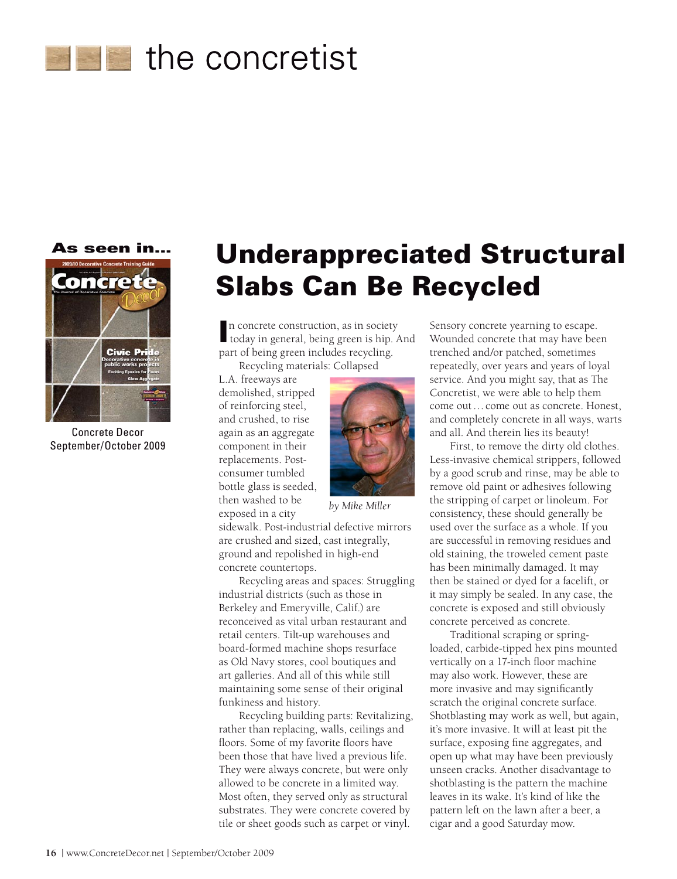# the concretist

**As seen in...**

Concrete Decor
September/October 2009

## Underappreciated Structural Slabs Can Be Recycled

*by Mike Miller*

In concrete construction, as in society today in general, being green is hip. And part of being green includes recycling.

Recycling materials: Collapsed L.A. freeways are demolished, stripped of reinforcing steel, and crushed, to rise again as an aggregate component in their replacements. Post-consumer tumbled bottle glass is seeded, then washed to be exposed in a city sidewalk. Post-industrial defective mirrors are crushed and sized, cast integrally, ground and repolished in high-end concrete countertops.

Recycling areas and spaces: Struggling industrial districts (such as those in Berkeley and Emeryville, Calif.) are reconceived as vital urban restaurant and retail centers. Tilt-up warehouses and board-formed machine shops resurface as Old Navy stores, cool boutiques and art galleries. And all of this while still maintaining some sense of their original funkiness and history.

Recycling building parts: Revitalizing, rather than replacing, walls, ceilings and floors. Some of my favorite floors have been those that have lived a previous life. They were always concrete, but were only allowed to be concrete in a limited way. Most often, they served only as structural substrates. They were concrete covered by tile or sheet goods such as carpet or vinyl. Sensory concrete yearning to escape. Wounded concrete that may have been trenched and/or patched, sometimes repeatedly, over years and years of loyal service. And you might say, that as The Concretist, we were able to help them come out … come out as concrete. Honest, and completely concrete in all ways, warts and all. And therein lies its beauty!

First, to remove the dirty old clothes. Less-invasive chemical strippers, followed by a good scrub and rinse, may be able to remove old paint or adhesives following the stripping of carpet or linoleum. For consistency, these should generally be used over the surface as a whole. If you are successful in removing residues and old staining, the troweled cement paste has been minimally damaged. It may then be stained or dyed for a facelift, or it may simply be sealed. In any case, the concrete is exposed and still obviously concrete perceived as concrete.

Traditional scraping or spring-loaded, carbide-tipped hex pins mounted vertically on a 17-inch floor machine may also work. However, these are more invasive and may significantly scratch the original concrete surface. Shotblasting may work as well, but again, it's more invasive. It will at least pit the surface, exposing fine aggregates, and open up what may have been previously unseen cracks. Another disadvantage to shotblasting is the pattern the machine leaves in its wake. It's kind of like the pattern left on the lawn after a beer, a cigar and a good Saturday mow.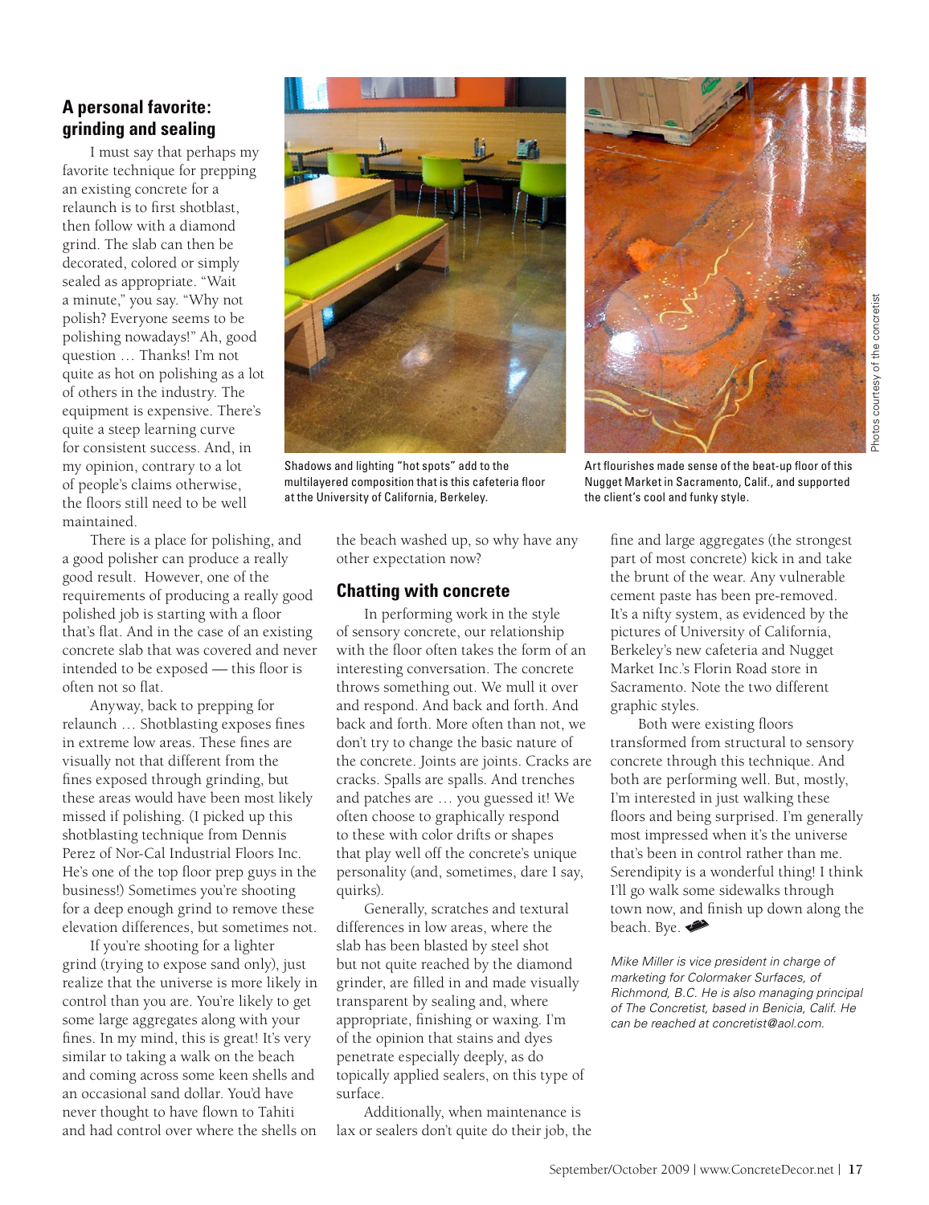## A personal favorite: grinding and sealing

I must say that perhaps my favorite technique for prepping an existing concrete for a relaunch is to first shotblast, then follow with a diamond grind. The slab can then be decorated, colored or simply sealed as appropriate. "Wait a minute," you say. "Why not polish? Everyone seems to be polishing nowadays!" Ah, good question … Thanks! I'm not quite as hot on polishing as a lot of others in the industry. The equipment is expensive. There's quite a steep learning curve for consistent success. And, in my opinion, contrary to a lot of people's claims otherwise, the floors still need to be well maintained.

There is a place for polishing, and a good polisher can produce a really good result. However, one of the requirements of producing a really good polished job is starting with a floor that's flat. And in the case of an existing concrete slab that was covered and never intended to be exposed — this floor is often not so flat.

Anyway, back to prepping for relaunch … Shotblasting exposes fines in extreme low areas. These fines are visually not that different from the fines exposed through grinding, but these areas would have been most likely missed if polishing. (I picked up this shotblasting technique from Dennis Perez of Nor-Cal Industrial Floors Inc. He's one of the top floor prep guys in the business!) Sometimes you're shooting for a deep enough grind to remove these elevation differences, but sometimes not.

If you're shooting for a lighter grind (trying to expose sand only), just realize that the universe is more likely in control than you are. You're likely to get some large aggregates along with your fines. In my mind, this is great! It's very similar to taking a walk on the beach and coming across some keen shells and an occasional sand dollar. You'd have never thought to have flown to Tahiti and had control over where the shells on the beach washed up, so why have any other expectation now?

Shadows and lighting "hot spots" add to the multilayered composition that is this cafeteria floor at the University of California, Berkeley.

Art flourishes made sense of the beat-up floor of this Nugget Market in Sacramento, Calif., and supported the client's cool and funky style.

Photos courtesy of the concretist

## Chatting with concrete

In performing work in the style of sensory concrete, our relationship with the floor often takes the form of an interesting conversation. The concrete throws something out. We mull it over and respond. And back and forth. And back and forth. More often than not, we don't try to change the basic nature of the concrete. Joints are joints. Cracks are cracks. Spalls are spalls. And trenches and patches are … you guessed it! We often choose to graphically respond to these with color drifts or shapes that play well off the concrete's unique personality (and, sometimes, dare I say, quirks).

Generally, scratches and textural differences in low areas, where the slab has been blasted by steel shot but not quite reached by the diamond grinder, are filled in and made visually transparent by sealing and, where appropriate, finishing or waxing. I'm of the opinion that stains and dyes penetrate especially deeply, as do topically applied sealers, on this type of surface.

Additionally, when maintenance is lax or sealers don't quite do their job, the fine and large aggregates (the strongest part of most concrete) kick in and take the brunt of the wear. Any vulnerable cement paste has been pre-removed. It's a nifty system, as evidenced by the pictures of University of California, Berkeley's new cafeteria and Nugget Market Inc.'s Florin Road store in Sacramento. Note the two different graphic styles.

Both were existing floors transformed from structural to sensory concrete through this technique. And both are performing well. But, mostly, I'm interested in just walking these floors and being surprised. I'm generally most impressed when it's the universe that's been in control rather than me. Serendipity is a wonderful thing! I think I'll go walk some sidewalks through town now, and finish up down along the beach. Bye.

*Mike Miller is vice president in charge of marketing for Colormaker Surfaces, of Richmond, B.C. He is also managing principal of The Concretist, based in Benicia, Calif. He can be reached at concretist@aol.com.*